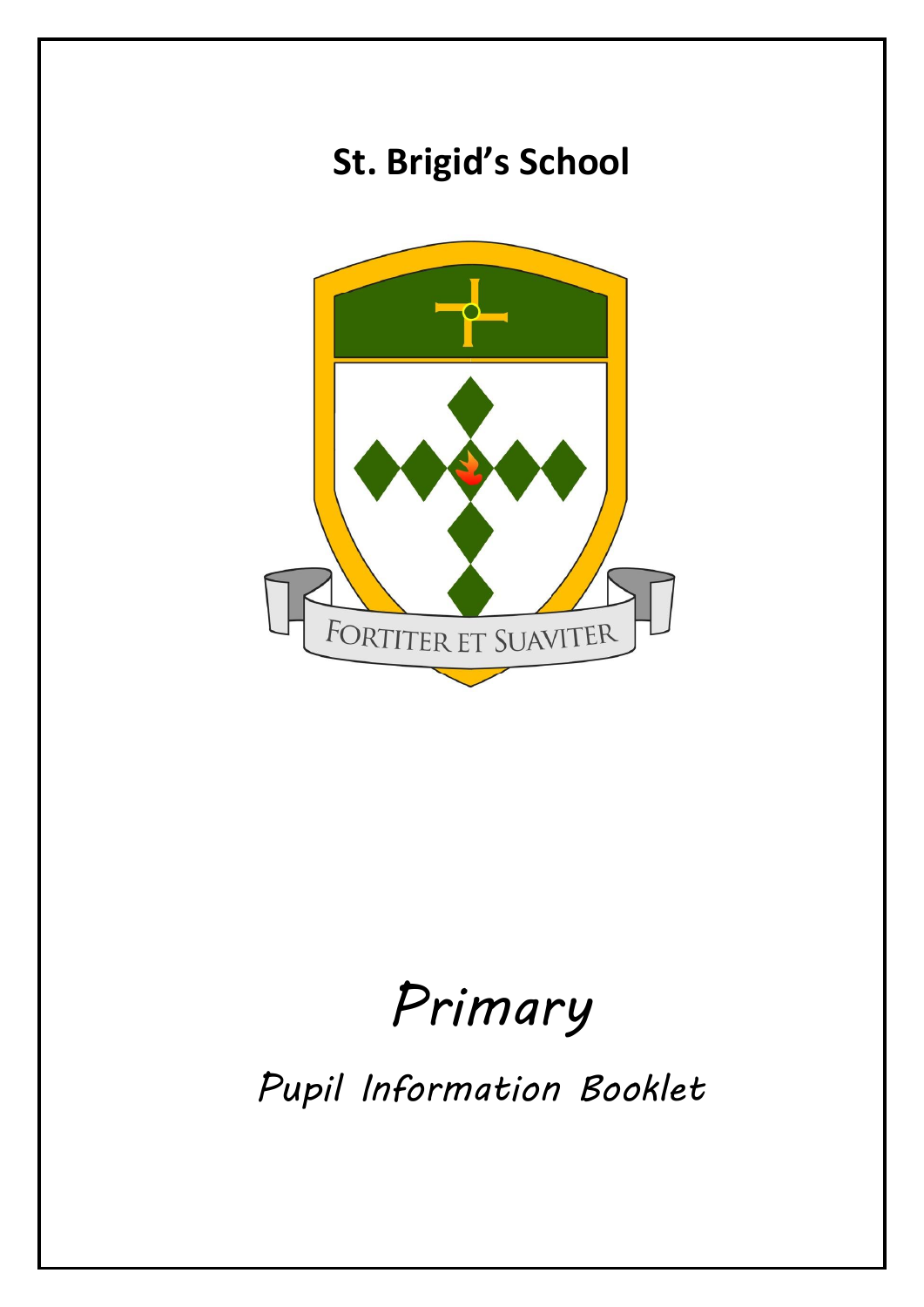# St. Brigid's School

FORTITER ET SUAVITER

*Primary*

*Pupil Information Booklet*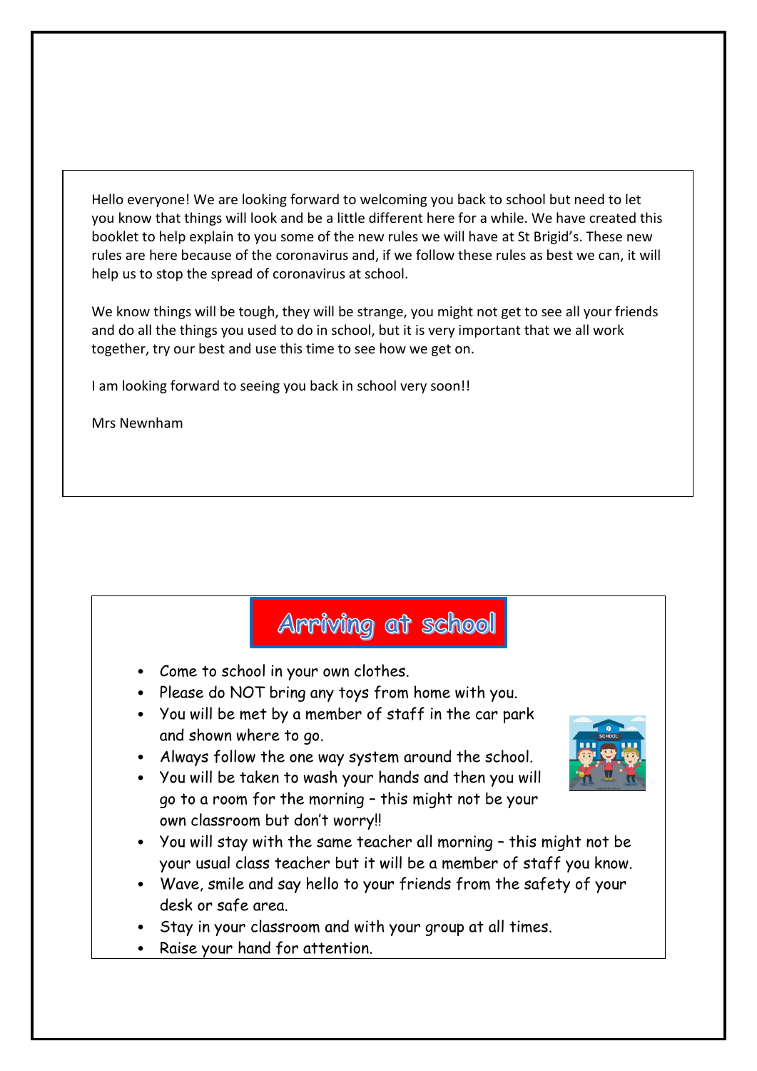Hello everyone! We are looking forward to welcoming you back to school but need to let you know that things will look and be a little different here for a while. We have created this booklet to help explain to you some of the new rules we will have at St Brigid's. These new rules are here because of the coronavirus and, if we follow these rules as best we can, it will help us to stop the spread of coronavirus at school.

We know things will be tough, they will be strange, you might not get to see all your friends and do all the things you used to do in school, but it is very important that we all work together, try our best and use this time to see how we get on.

I am looking forward to seeing you back in school very soon!!

Mrs Newnham

## Arriving at school

- Come to school in your own clothes.
- Please do NOT bring any toys from home with you.
- You will be met by a member of staff in the car park and shown where to go.
- Always follow the one way system around the school.
- You will be taken to wash your hands and then you will go to a room for the morning – this might not be your own classroom but don't worry!!
- You will stay with the same teacher all morning – this might not be your usual class teacher but it will be a member of staff you know.
- Wave, smile and say hello to your friends from the safety of your desk or safe area.
- Stay in your classroom and with your group at all times.
- Raise your hand for attention.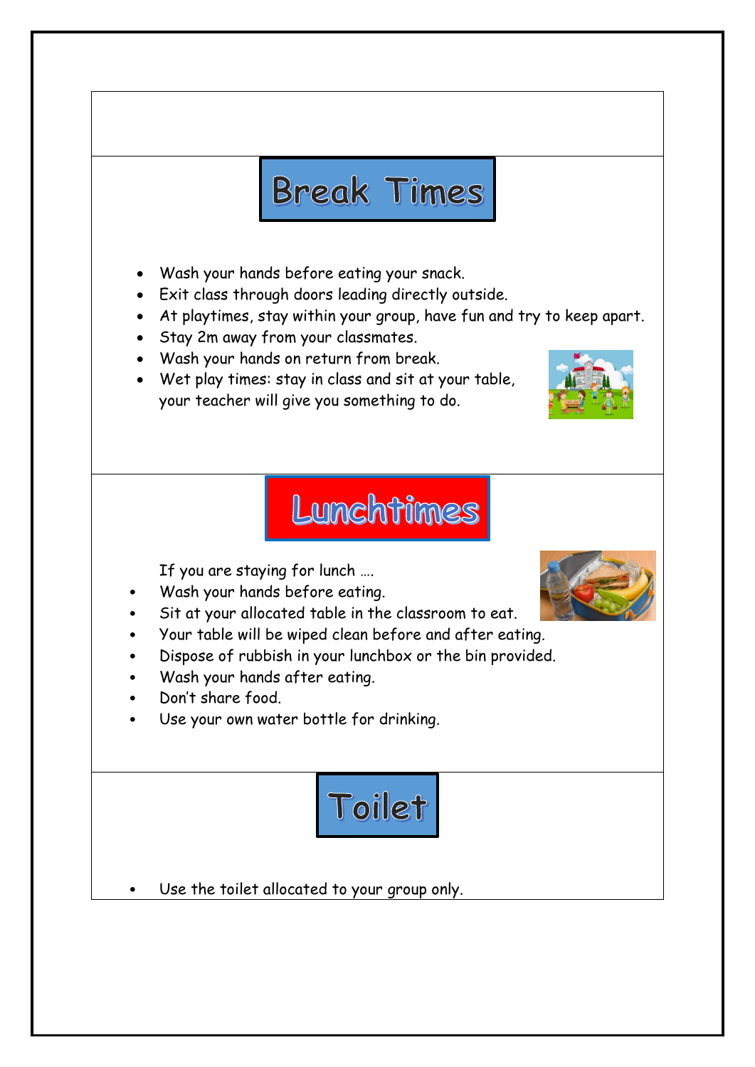## Break Times

- Wash your hands before eating your snack.
- Exit class through doors leading directly outside.
- At playtimes, stay within your group, have fun and try to keep apart.
- Stay 2m away from your classmates.
- Wash your hands on return from break.
- Wet play times: stay in class and sit at your table, your teacher will give you something to do.

## Lunchtimes

If you are staying for lunch ….

- Wash your hands before eating.
- Sit at your allocated table in the classroom to eat.
- Your table will be wiped clean before and after eating.
- Dispose of rubbish in your lunchbox or the bin provided.
- Wash your hands after eating.
- Don't share food.
- Use your own water bottle for drinking.

## Toilet

- Use the toilet allocated to your group only.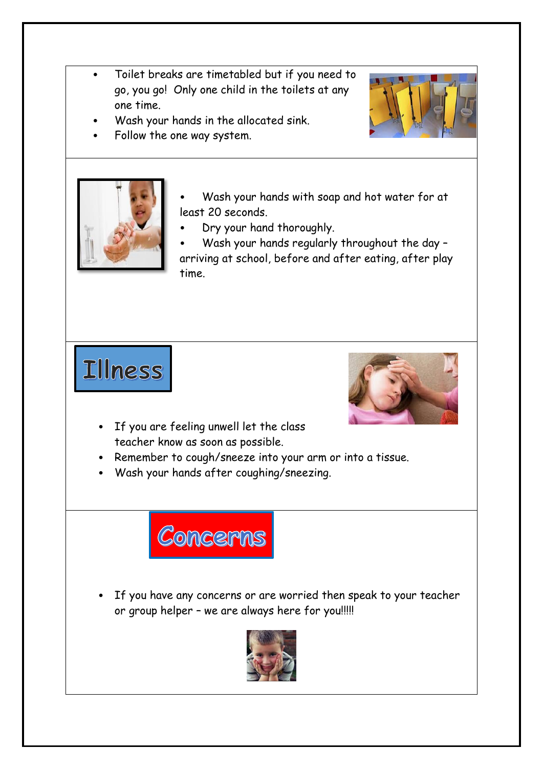- Toilet breaks are timetabled but if you need to go, you go! Only one child in the toilets at any one time.
- Wash your hands in the allocated sink.
- Follow the one way system.

- Wash your hands with soap and hot water for at least 20 seconds.
- Dry your hand thoroughly.
- Wash your hands regularly throughout the day – arriving at school, before and after eating, after play time.

## Illness

- If you are feeling unwell let the class teacher know as soon as possible.
- Remember to cough/sneeze into your arm or into a tissue.
- Wash your hands after coughing/sneezing.

## Concerns

- If you have any concerns or are worried then speak to your teacher or group helper – we are always here for you!!!!!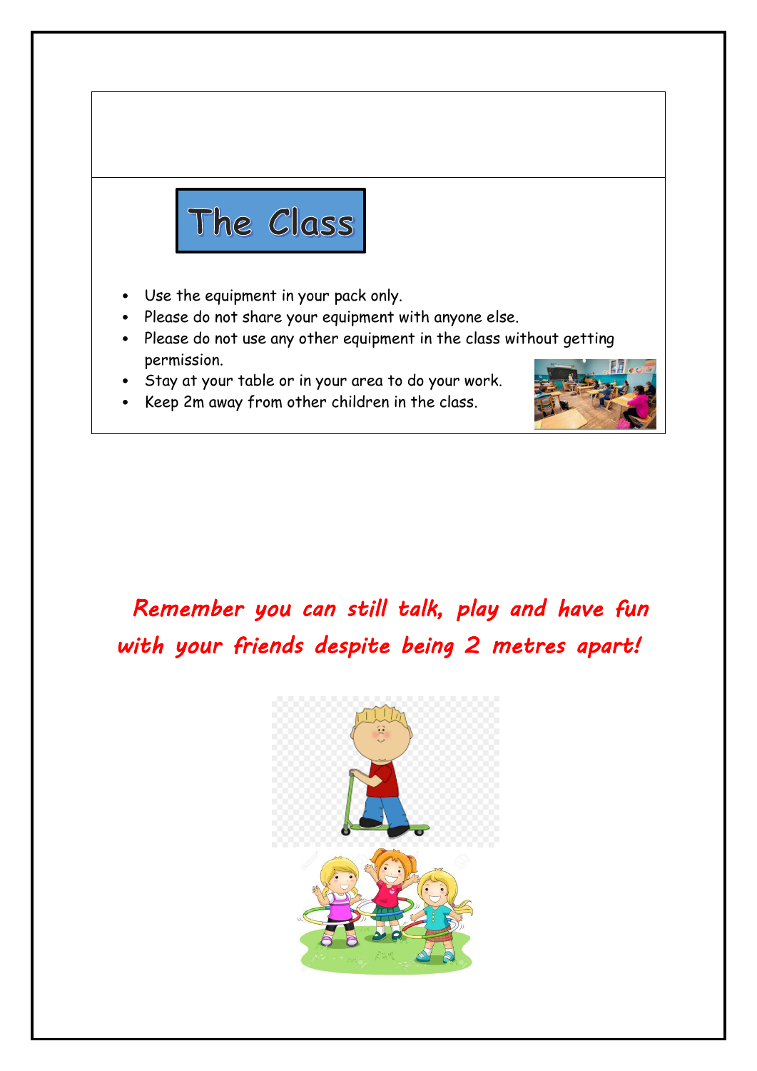## The Class

- Use the equipment in your pack only.
- Please do not share your equipment with anyone else.
- Please do not use any other equipment in the class without getting permission.
- Stay at your table or in your area to do your work.
- Keep 2m away from other children in the class.

***Remember you can still talk, play and have fun with your friends despite being 2 metres apart!***